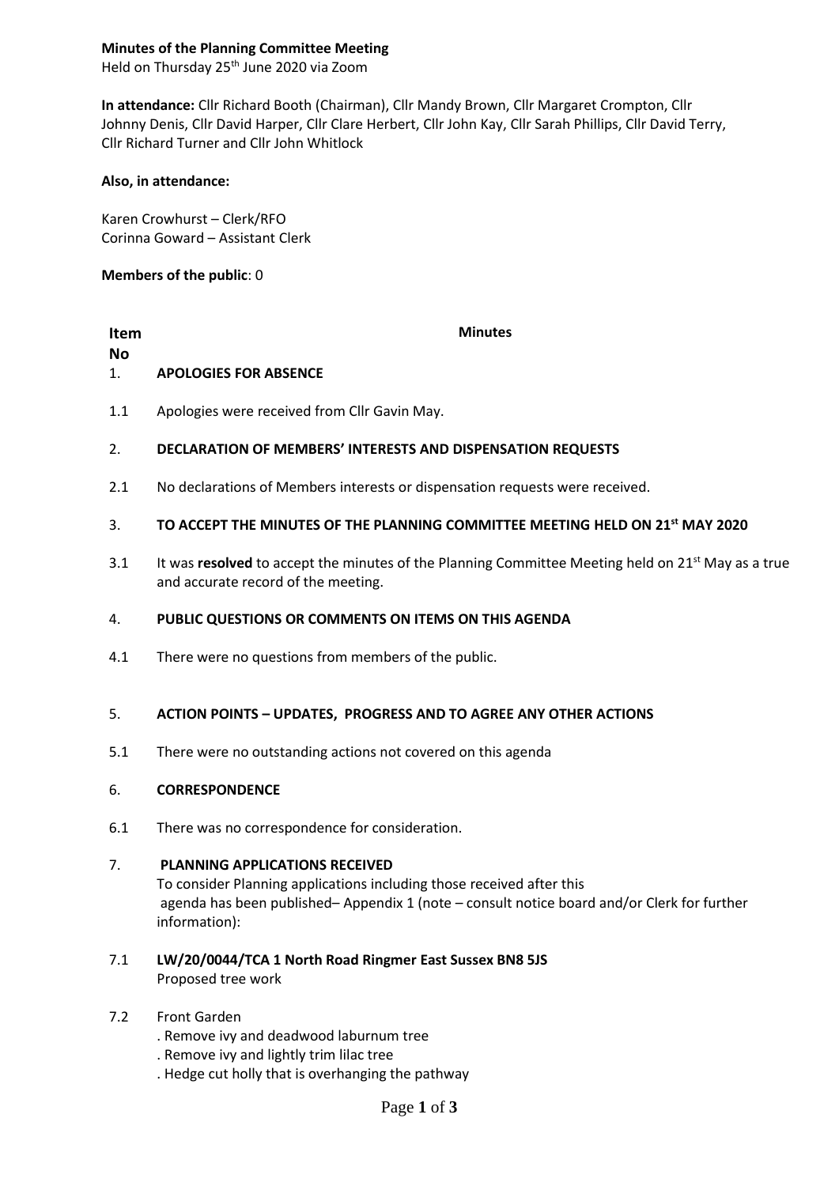**Minutes of the Planning Committee Meeting**

Held on Thursday 25th June 2020 via Zoom

**In attendance:** Cllr Richard Booth (Chairman), Cllr Mandy Brown, Cllr Margaret Crompton, Cllr Johnny Denis, Cllr David Harper, Cllr Clare Herbert, Cllr John Kay, Cllr Sarah Phillips, Cllr David Terry, Cllr Richard Turner and Cllr John Whitlock

**Also, in attendance:**

Karen Crowhurst – Clerk/RFO
Corinna Goward – Assistant Clerk

**Members of the public**: 0

| **Item No** | **Minutes** |
|---|---|
| 1. | **APOLOGIES FOR ABSENCE** |
| 1.1 | Apologies were received from Cllr Gavin May. |
| 2. | **DECLARATION OF MEMBERS' INTERESTS AND DISPENSATION REQUESTS** |
| 2.1 | No declarations of Members interests or dispensation requests were received. |
| 3. | **TO ACCEPT THE MINUTES OF THE PLANNING COMMITTEE MEETING HELD ON 21st MAY 2020** |
| 3.1 | It was **resolved** to accept the minutes of the Planning Committee Meeting held on 21st May as a true and accurate record of the meeting. |
| 4. | **PUBLIC QUESTIONS OR COMMENTS ON ITEMS ON THIS AGENDA** |
| 4.1 | There were no questions from members of the public. |
| 5. | **ACTION POINTS – UPDATES, PROGRESS AND TO AGREE ANY OTHER ACTIONS** |
| 5.1 | There were no outstanding actions not covered on this agenda |
| 6. | **CORRESPONDENCE** |
| 6.1 | There was no correspondence for consideration. |
| 7. | **PLANNING APPLICATIONS RECEIVED**<br>To consider Planning applications including those received after this agenda has been published– Appendix 1 (note – consult notice board and/or Clerk for further information): |
| 7.1 | **LW/20/0044/TCA 1 North Road Ringmer East Sussex BN8 5JS**<br>Proposed tree work |
| 7.2 | Front Garden<br>. Remove ivy and deadwood laburnum tree<br>. Remove ivy and lightly trim lilac tree<br>. Hedge cut holly that is overhanging the pathway |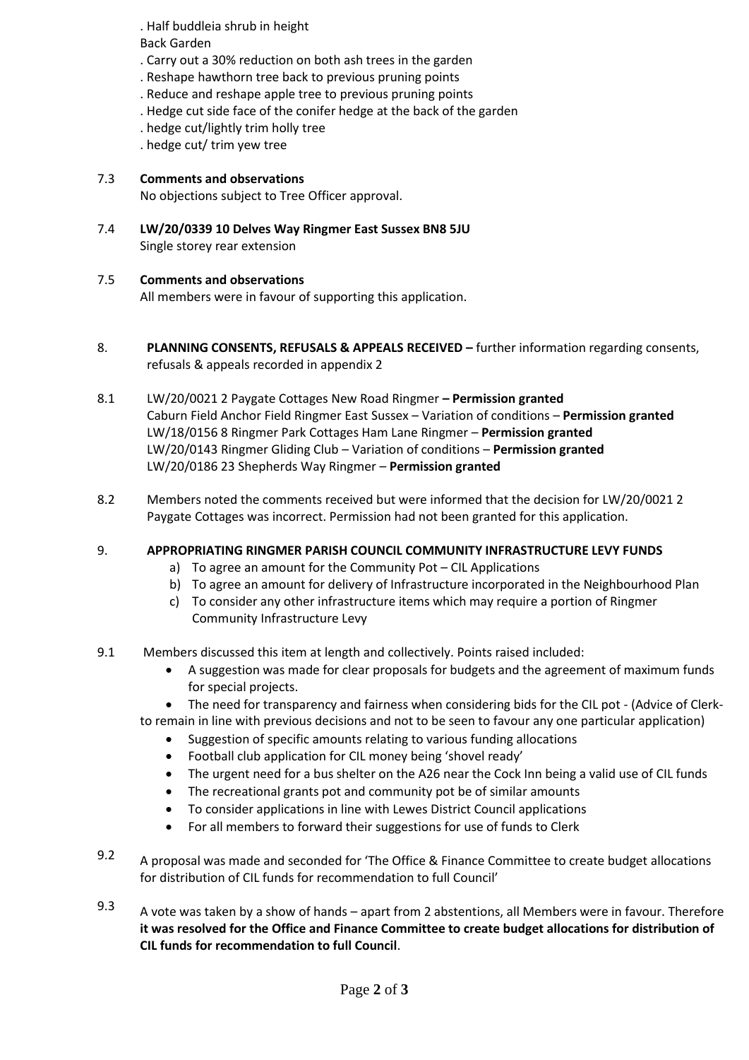. Half buddleia shrub in height
Back Garden
. Carry out a 30% reduction on both ash trees in the garden
. Reshape hawthorn tree back to previous pruning points
. Reduce and reshape apple tree to previous pruning points
. Hedge cut side face of the conifer hedge at the back of the garden
. hedge cut/lightly trim holly tree
. hedge cut/ trim yew tree

7.3 **Comments and observations**
No objections subject to Tree Officer approval.

7.4 **LW/20/0339 10 Delves Way Ringmer East Sussex BN8 5JU**
Single storey rear extension

7.5 **Comments and observations**
All members were in favour of supporting this application.

8. **PLANNING CONSENTS, REFUSALS & APPEALS RECEIVED –** further information regarding consents, refusals & appeals recorded in appendix 2

8.1 LW/20/0021 2 Paygate Cottages New Road Ringmer **– Permission granted**
Caburn Field Anchor Field Ringmer East Sussex – Variation of conditions – **Permission granted**
LW/18/0156 8 Ringmer Park Cottages Ham Lane Ringmer – **Permission granted**
LW/20/0143 Ringmer Gliding Club – Variation of conditions – **Permission granted**
LW/20/0186 23 Shepherds Way Ringmer – **Permission granted**

8.2 Members noted the comments received but were informed that the decision for LW/20/0021 2 Paygate Cottages was incorrect. Permission had not been granted for this application.

9. **APPROPRIATING RINGMER PARISH COUNCIL COMMUNITY INFRASTRUCTURE LEVY FUNDS**
   a) To agree an amount for the Community Pot – CIL Applications
   b) To agree an amount for delivery of Infrastructure incorporated in the Neighbourhood Plan
   c) To consider any other infrastructure items which may require a portion of Ringmer Community Infrastructure Levy

9.1 Members discussed this item at length and collectively. Points raised included:
- A suggestion was made for clear proposals for budgets and the agreement of maximum funds for special projects.
- The need for transparency and fairness when considering bids for the CIL pot - (Advice of Clerk- to remain in line with previous decisions and not to be seen to favour any one particular application)
- Suggestion of specific amounts relating to various funding allocations
- Football club application for CIL money being 'shovel ready'
- The urgent need for a bus shelter on the A26 near the Cock Inn being a valid use of CIL funds
- The recreational grants pot and community pot be of similar amounts
- To consider applications in line with Lewes District Council applications
- For all members to forward their suggestions for use of funds to Clerk

9.2 A proposal was made and seconded for 'The Office & Finance Committee to create budget allocations for distribution of CIL funds for recommendation to full Council'

9.3 A vote was taken by a show of hands – apart from 2 abstentions, all Members were in favour. Therefore **it was resolved for the Office and Finance Committee to create budget allocations for distribution of CIL funds for recommendation to full Council**.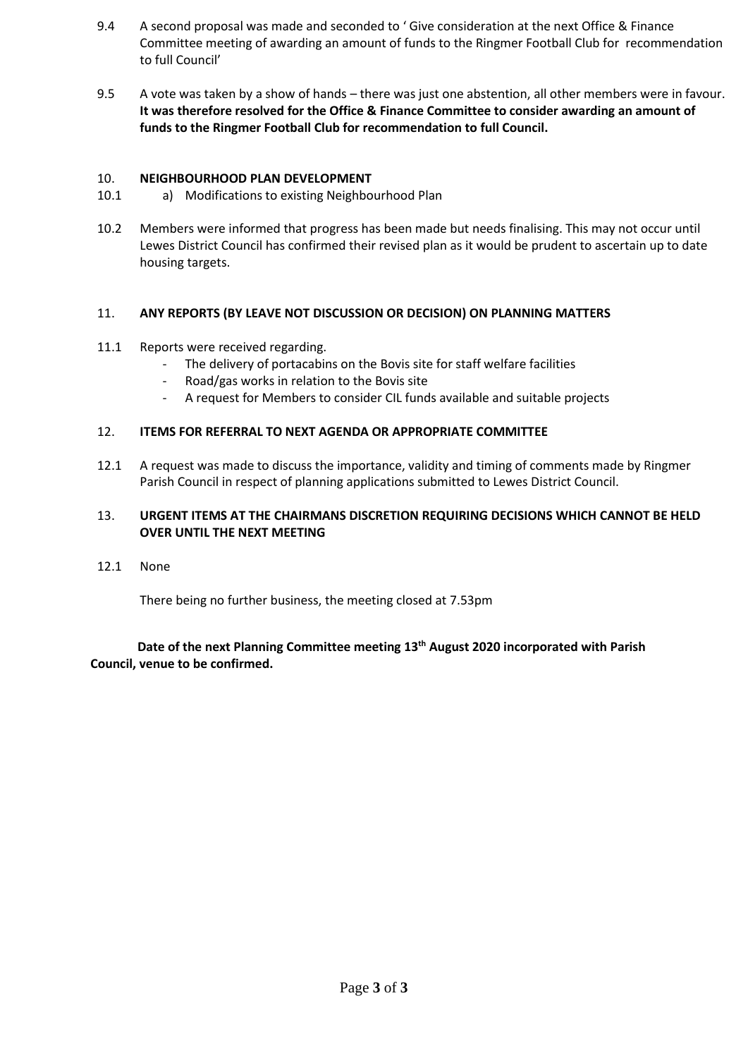9.4 A second proposal was made and seconded to ' Give consideration at the next Office & Finance Committee meeting of awarding an amount of funds to the Ringmer Football Club for recommendation to full Council'

9.5 A vote was taken by a show of hands – there was just one abstention, all other members were in favour. **It was therefore resolved for the Office & Finance Committee to consider awarding an amount of funds to the Ringmer Football Club for recommendation to full Council.**

10. **NEIGHBOURHOOD PLAN DEVELOPMENT**

10.1 a) Modifications to existing Neighbourhood Plan

10.2 Members were informed that progress has been made but needs finalising. This may not occur until Lewes District Council has confirmed their revised plan as it would be prudent to ascertain up to date housing targets.

11. **ANY REPORTS (BY LEAVE NOT DISCUSSION OR DECISION) ON PLANNING MATTERS**

11.1 Reports were received regarding.

- The delivery of portacabins on the Bovis site for staff welfare facilities
- Road/gas works in relation to the Bovis site
- A request for Members to consider CIL funds available and suitable projects

12. **ITEMS FOR REFERRAL TO NEXT AGENDA OR APPROPRIATE COMMITTEE**

12.1 A request was made to discuss the importance, validity and timing of comments made by Ringmer Parish Council in respect of planning applications submitted to Lewes District Council.

13. **URGENT ITEMS AT THE CHAIRMANS DISCRETION REQUIRING DECISIONS WHICH CANNOT BE HELD OVER UNTIL THE NEXT MEETING**

12.1 None

There being no further business, the meeting closed at 7.53pm

**Date of the next Planning Committee meeting 13th August 2020 incorporated with Parish Council, venue to be confirmed.**